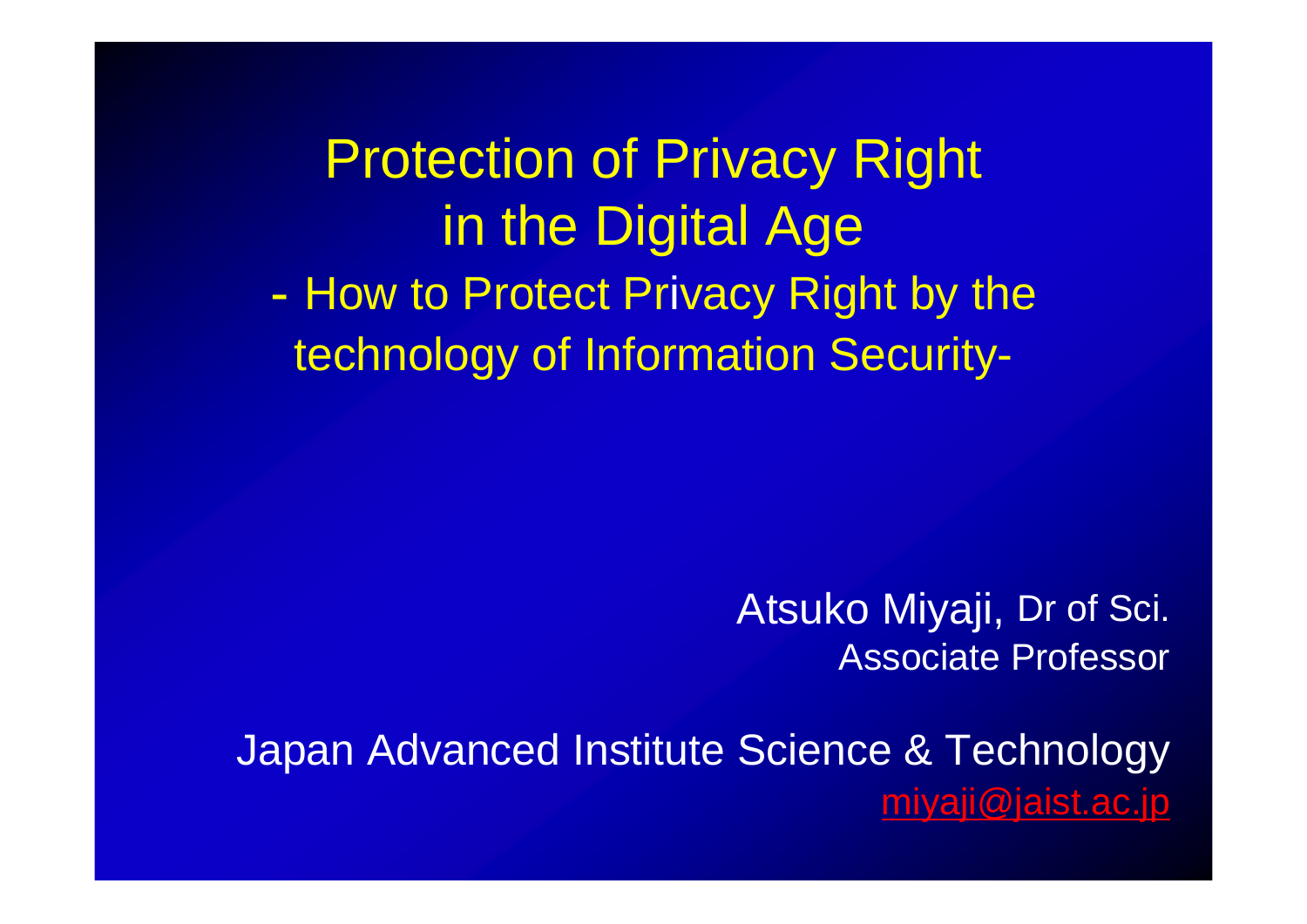# Protection of Privacy Right in the Digital Age

## - How to Protect Privacy Right by the technology of Information Security-

Atsuko Miyaji, Dr of Sci.
Associate Professor

Japan Advanced Institute Science & Technology
miyaji@jaist.ac.jp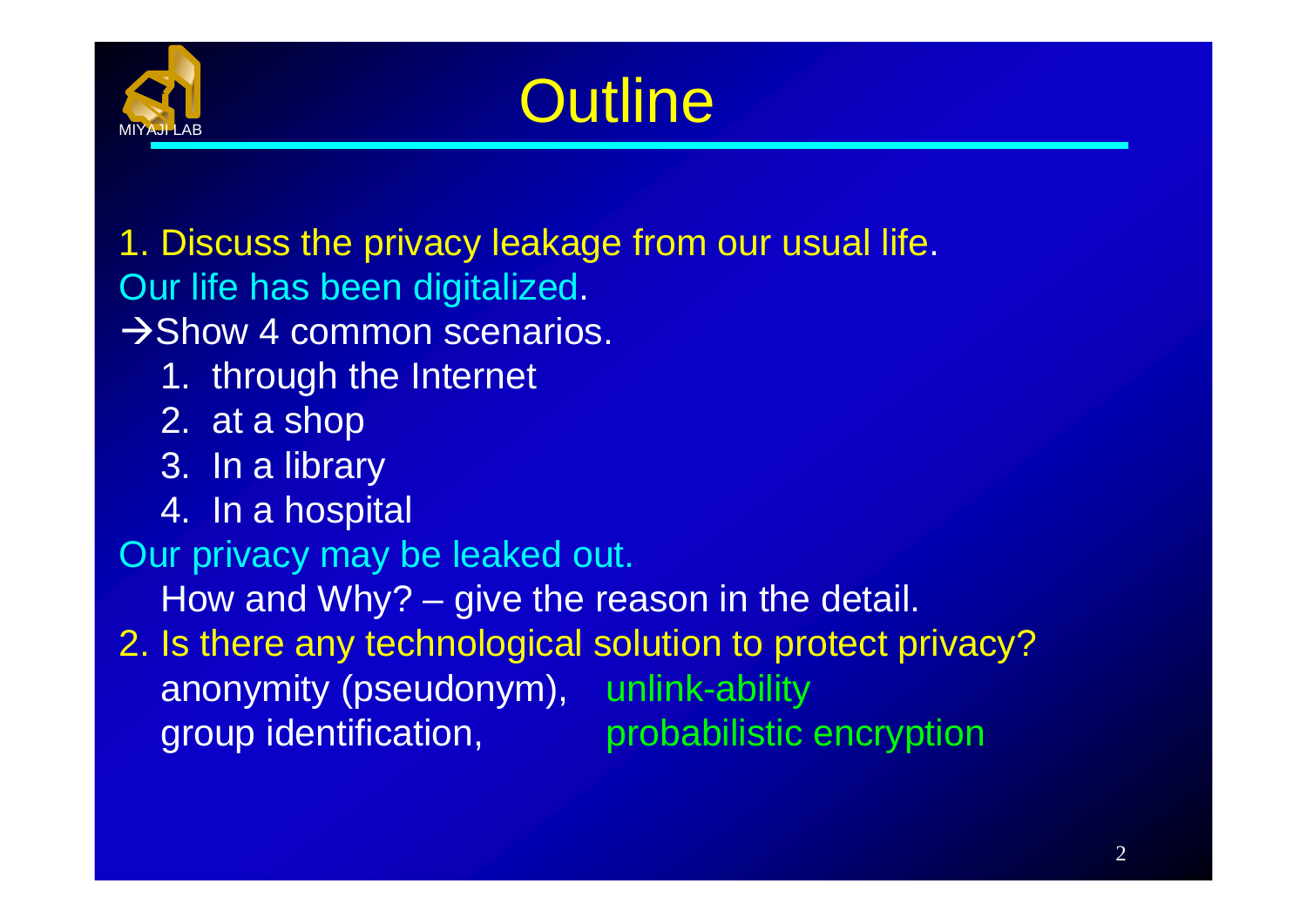# Outline

1. Discuss the privacy leakage from our usual life.

Our life has been digitalized.

→Show 4 common scenarios.

1. through the Internet
2. at a shop
3. In a library
4. In a hospital

Our privacy may be leaked out.

How and Why? – give the reason in the detail.

2. Is there any technological solution to protect privacy?

anonymity (pseudonym), unlink-ability

group identification, probabilistic encryption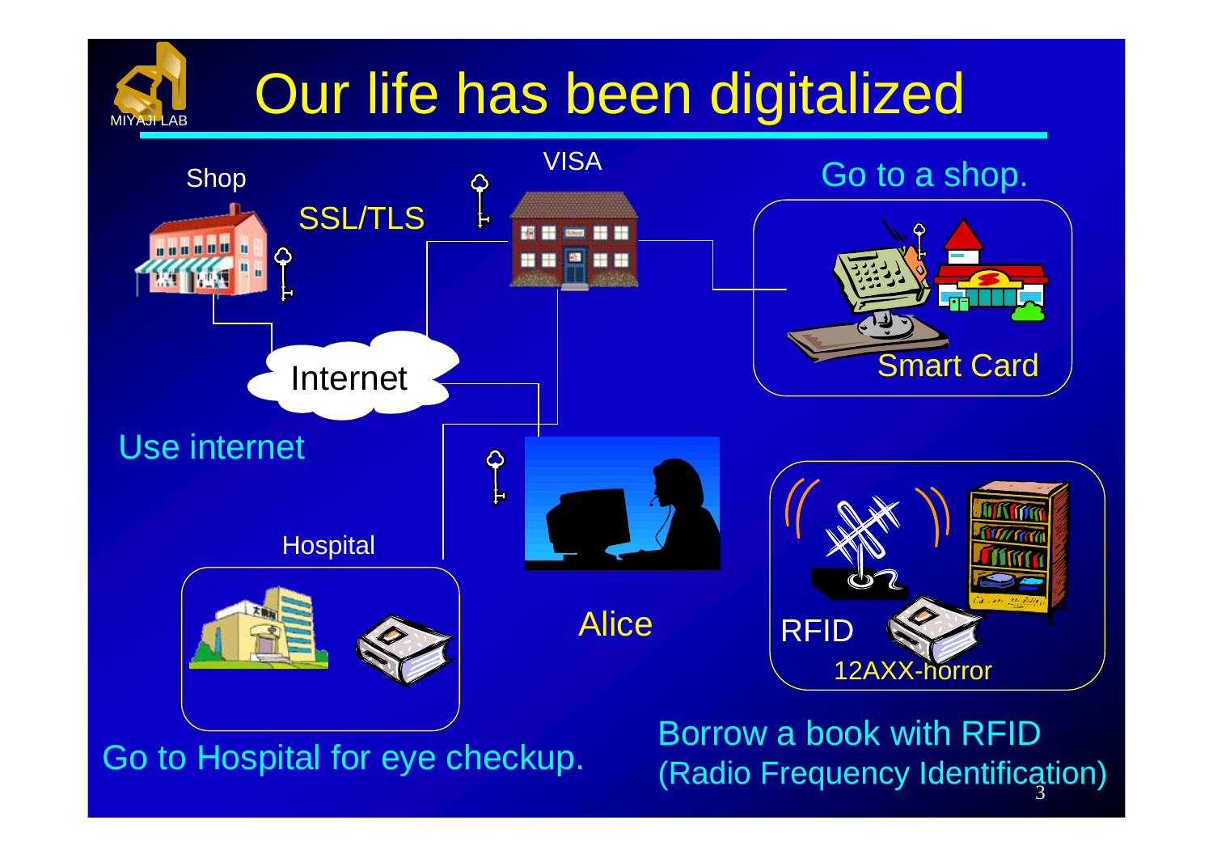# Our life has been digitalized

Shop

SSL/TLS

VISA

Go to a shop.

Smart Card

Internet

Use internet

Hospital

Alice

RFID

12AXX-horror

Go to Hospital for eye checkup.

Borrow a book with RFID (Radio Frequency Identification)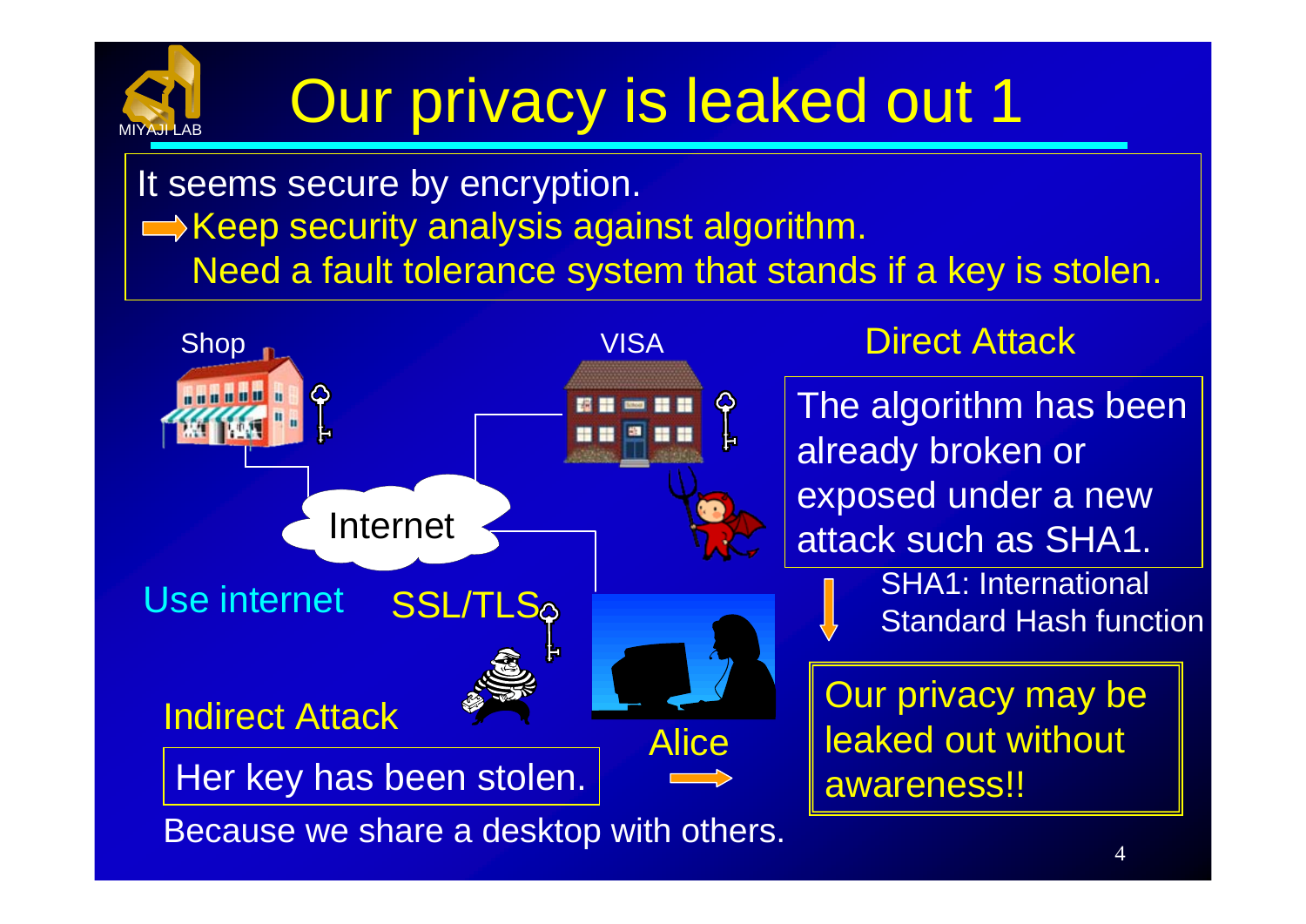# Our privacy is leaked out 1

It seems secure by encryption.

➡ Keep security analysis against algorithm.
Need a fault tolerance system that stands if a key is stolen.

Shop

VISA

Internet

Use internet

SSL/TLS

## Direct Attack

The algorithm has been already broken or exposed under a new attack such as SHA1.

SHA1: International Standard Hash function

Our privacy may be leaked out without awareness!!

## Indirect Attack

Her key has been stolen.

Alice

Because we share a desktop with others.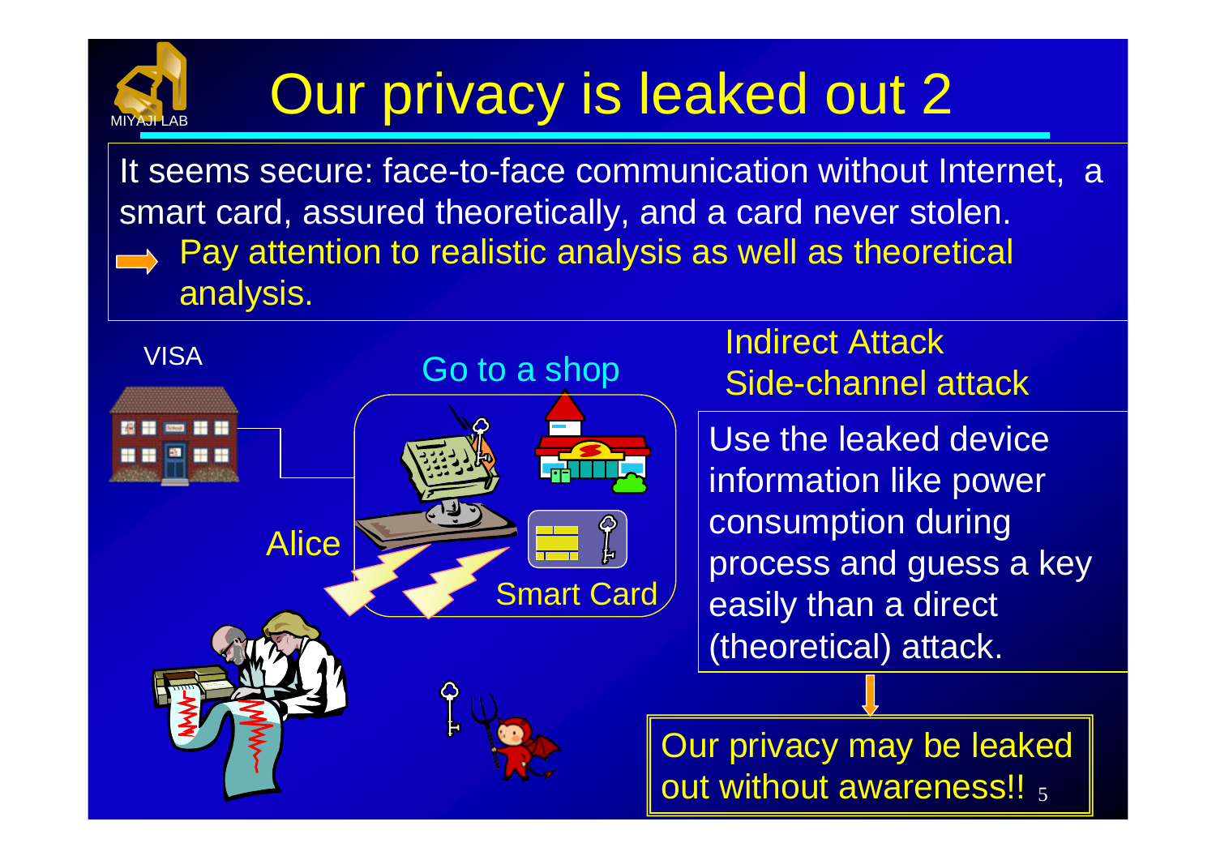# Our privacy is leaked out 2

It seems secure: face-to-face communication without Internet, a smart card, assured theoretically, and a card never stolen.

➡ Pay attention to realistic analysis as well as theoretical analysis.

VISA

Go to a shop

Alice

Smart Card

Indirect Attack
Side-channel attack

Use the leaked device information like power consumption during process and guess a key easily than a direct (theoretical) attack.

Our privacy may be leaked out without awareness!!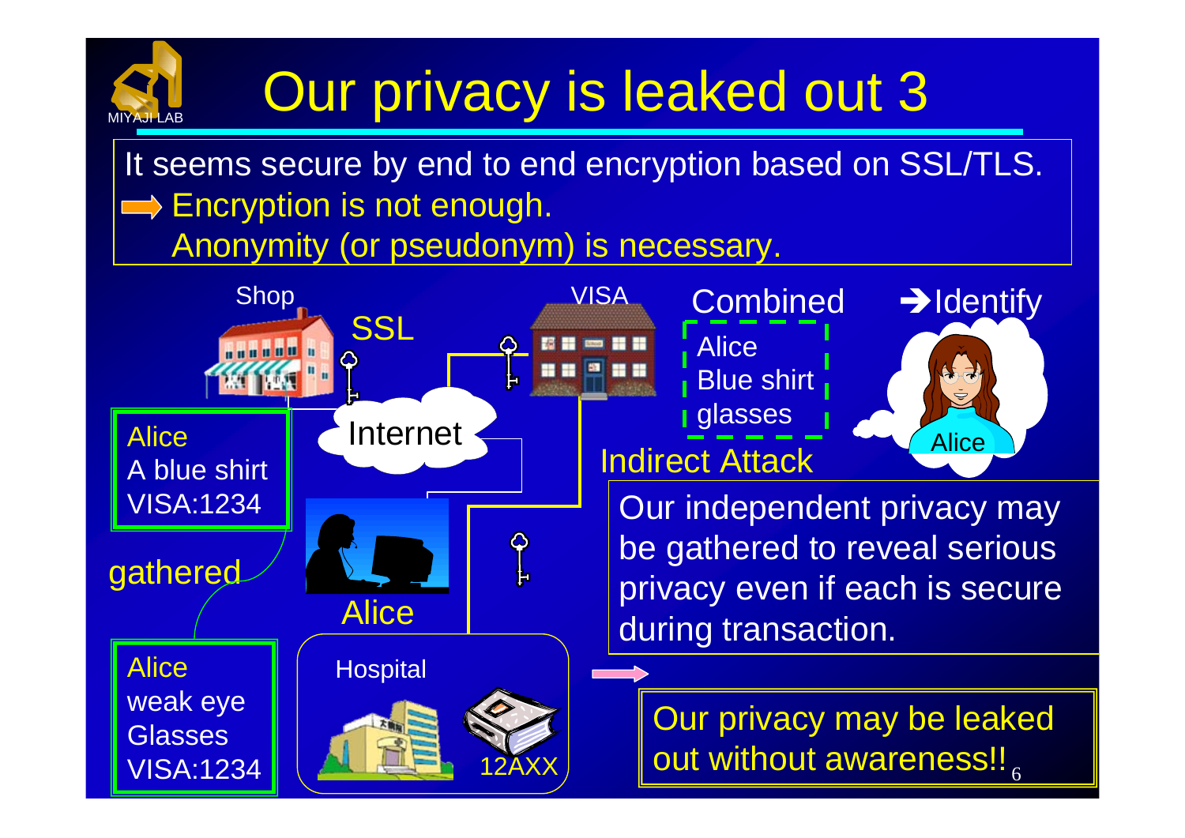# Our privacy is leaked out 3

It seems secure by end to end encryption based on SSL/TLS.
➡ Encryption is not enough.
Anonymity (or pseudonym) is necessary.

Shop

SSL

Internet

VISA

Combined

Alice
Blue shirt
glasses

➔Identify

Alice

Alice
A blue shirt
VISA:1234

gathered

Alice

Alice
weak eye
Glasses
VISA:1234

Hospital

12AXX

Indirect Attack

Our independent privacy may be gathered to reveal serious privacy even if each is secure during transaction.

Our privacy may be leaked out without awareness!!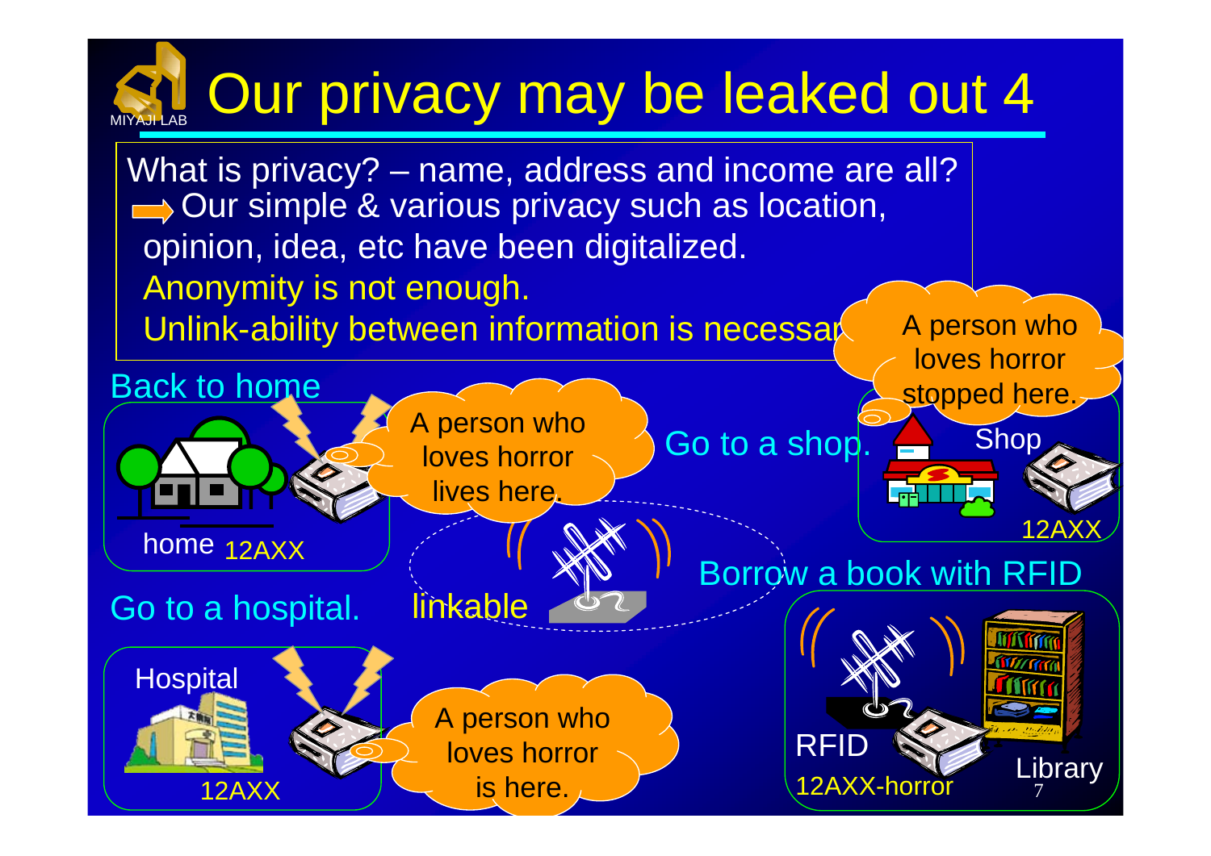# Our privacy may be leaked out 4

What is privacy? – name, address and income are all?
➡ Our simple & various privacy such as location, opinion, idea, etc have been digitalized.
Anonymity is not enough.
Unlink-ability between information is necessary.

Back to home

home 12AXX

A person who loves horror lives here.

Go to a shop.

Shop

12AXX

A person who loves horror stopped here.

linkable

Borrow a book with RFID

RFID

12AXX-horror

Library

Go to a hospital.

Hospital

12AXX

A person who loves horror is here.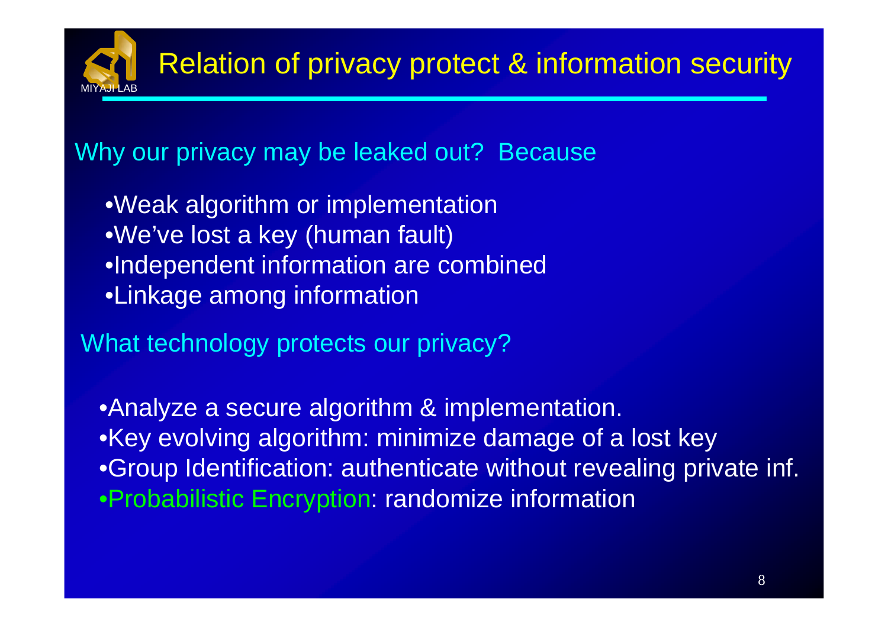# Relation of privacy protect & information security

Why our privacy may be leaked out? Because

- Weak algorithm or implementation
- We've lost a key (human fault)
- Independent information are combined
- Linkage among information

What technology protects our privacy?

- Analyze a secure algorithm & implementation.
- Key evolving algorithm: minimize damage of a lost key
- Group Identification: authenticate without revealing private inf.
- Probabilistic Encryption: randomize information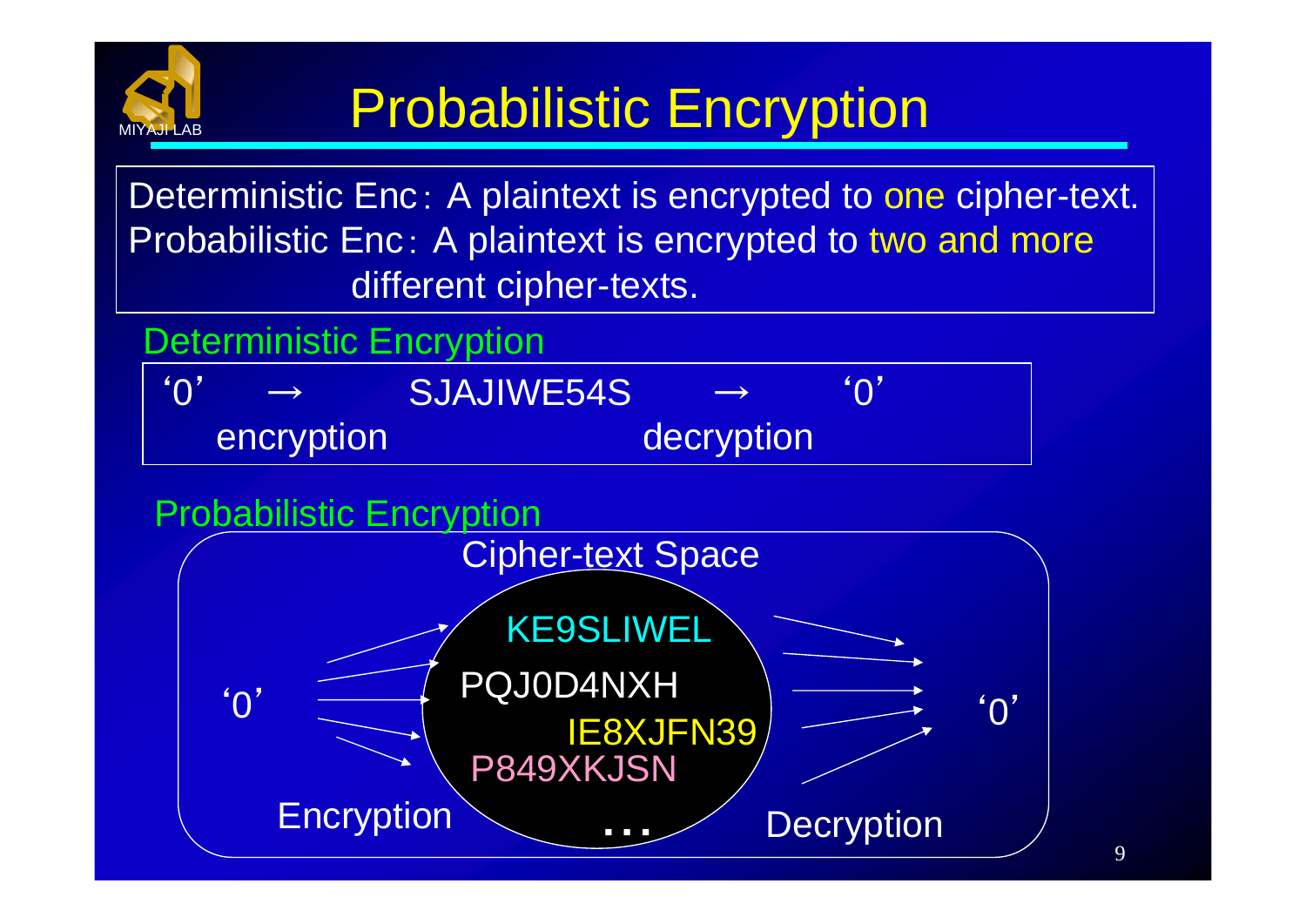# Probabilistic Encryption

Deterministic Enc：A plaintext is encrypted to one cipher-text.
Probabilistic Enc：A plaintext is encrypted to two and more different cipher-texts.

## Deterministic Encryption

'0' → SJAJIWE54S → '0'

encryption decryption

## Probabilistic Encryption

Cipher-text Space

'0' Encryption

KE9SLIWEL
PQJ0D4NXH
IE8XJFN39
P849XKJSN
…

Decryption '0'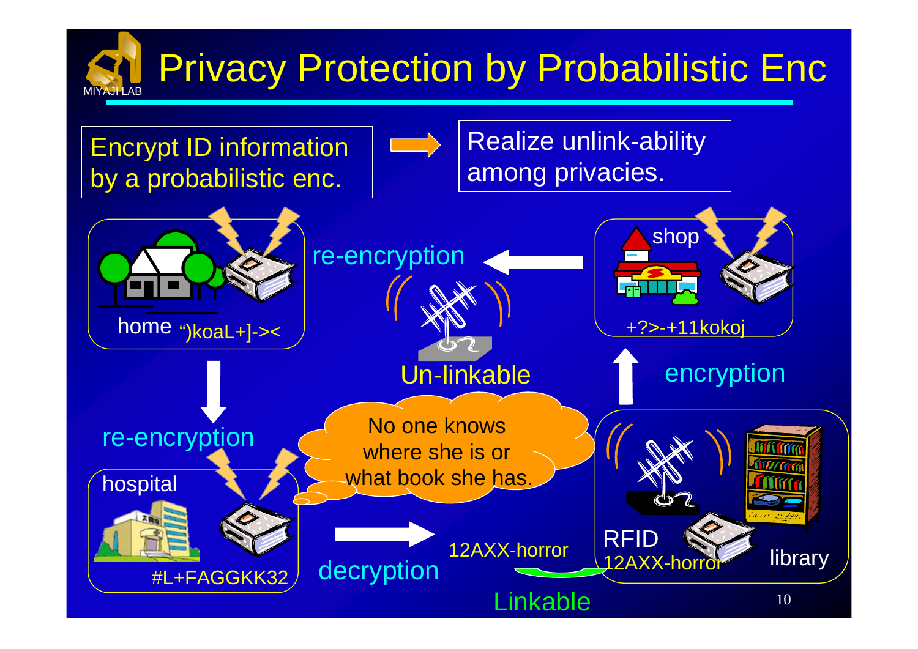# Privacy Protection by Probabilistic Enc

Encrypt ID information by a probabilistic enc. → Realize unlink-ability among privacies.

shop
+?>-+11kokoj

re-encryption

home ")koaL+]-><

Un-linkable

encryption

re-encryption

No one knows where she is or what book she has.

hospital
#L+FAGGKK32

decryption

12AXX-horror

RFID
12AXX-horror
library

Linkable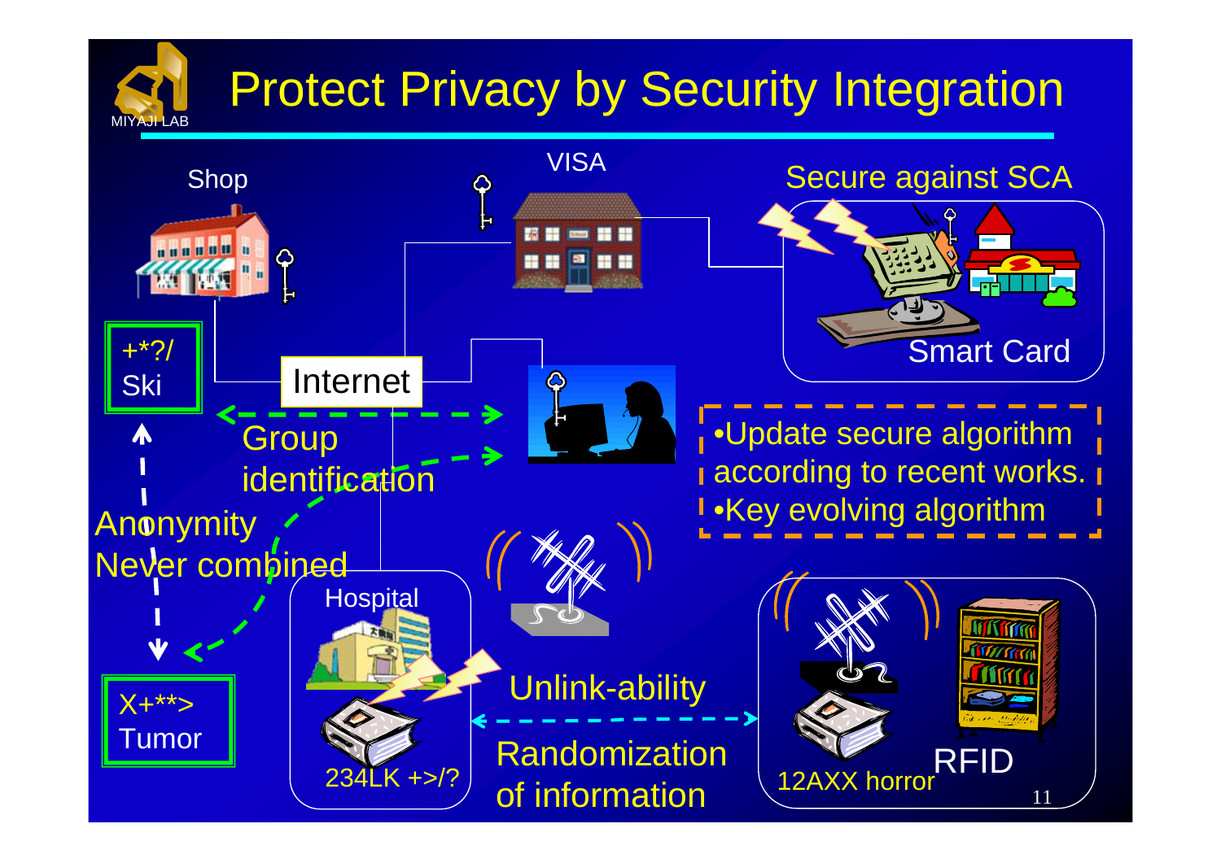# Protect Privacy by Security Integration

Shop

VISA

Secure against SCA

Smart Card

+*?/
Ski

Internet

Group identification

Anonymity
Never combined

X+**>
Tumor

- Update secure algorithm according to recent works.
- Key evolving algorithm

Hospital

234LK +>/?

Unlink-ability

Randomization of information

12AXX horror

RFID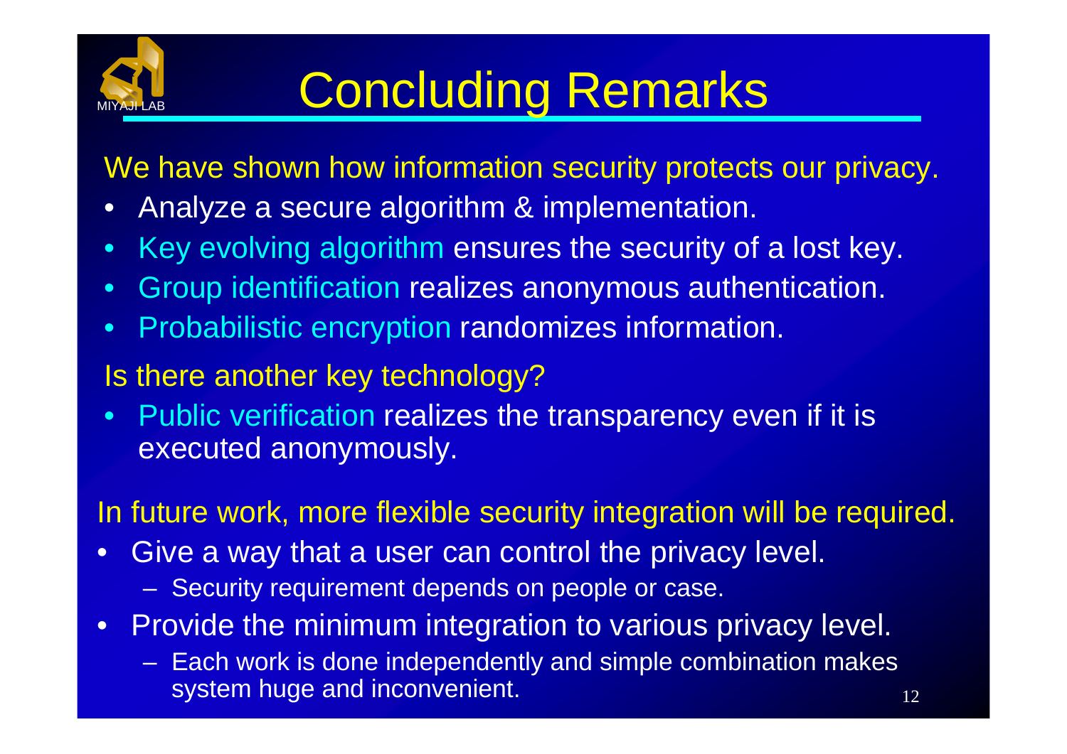# Concluding Remarks

We have shown how information security protects our privacy.

- Analyze a secure algorithm & implementation.
- Key evolving algorithm ensures the security of a lost key.
- Group identification realizes anonymous authentication.
- Probabilistic encryption randomizes information.

Is there another key technology?

- Public verification realizes the transparency even if it is executed anonymously.

In future work, more flexible security integration will be required.

- Give a way that a user can control the privacy level.
  - Security requirement depends on people or case.
- Provide the minimum integration to various privacy level.
  - Each work is done independently and simple combination makes system huge and inconvenient.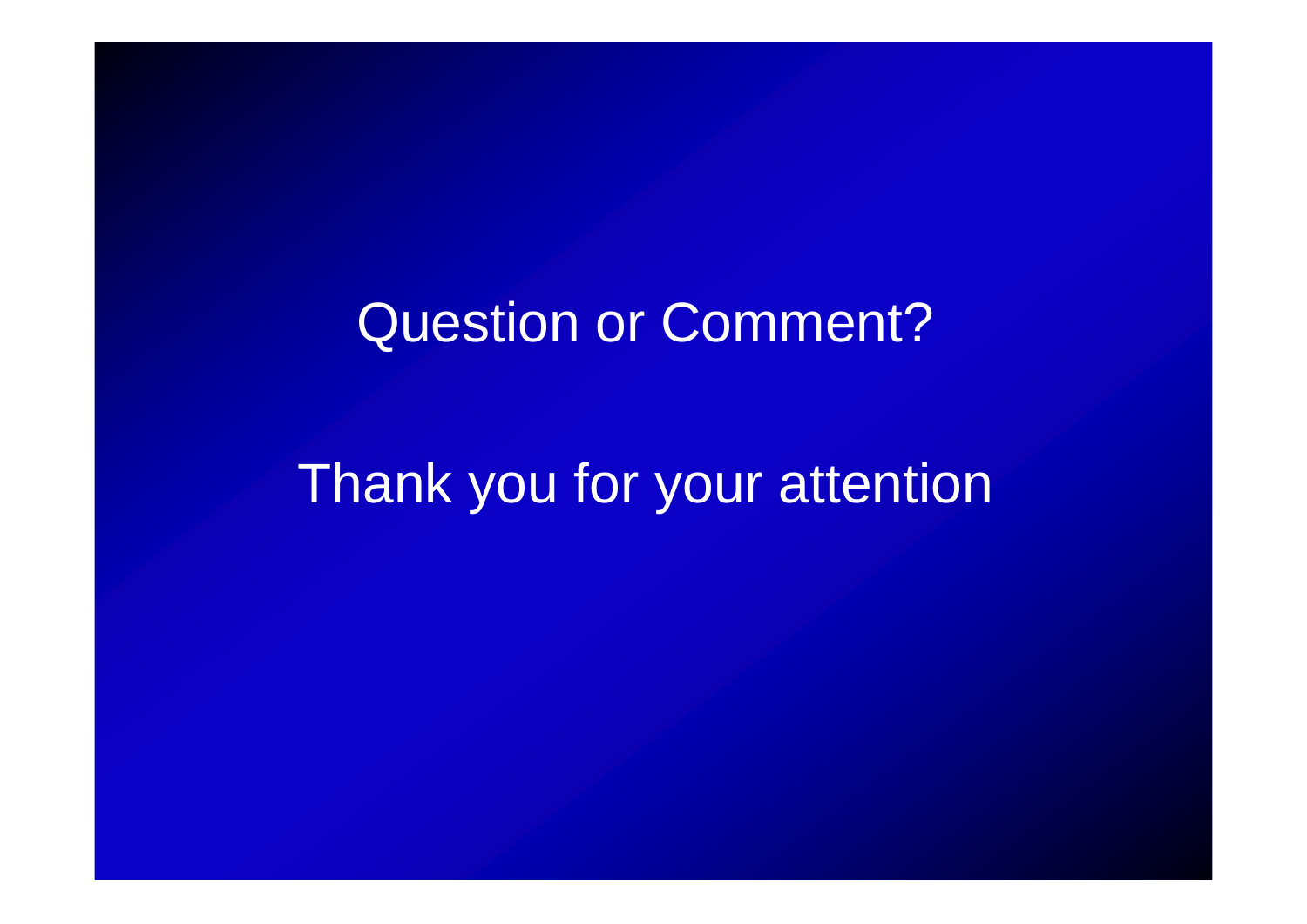Question or Comment?

Thank you for your attention